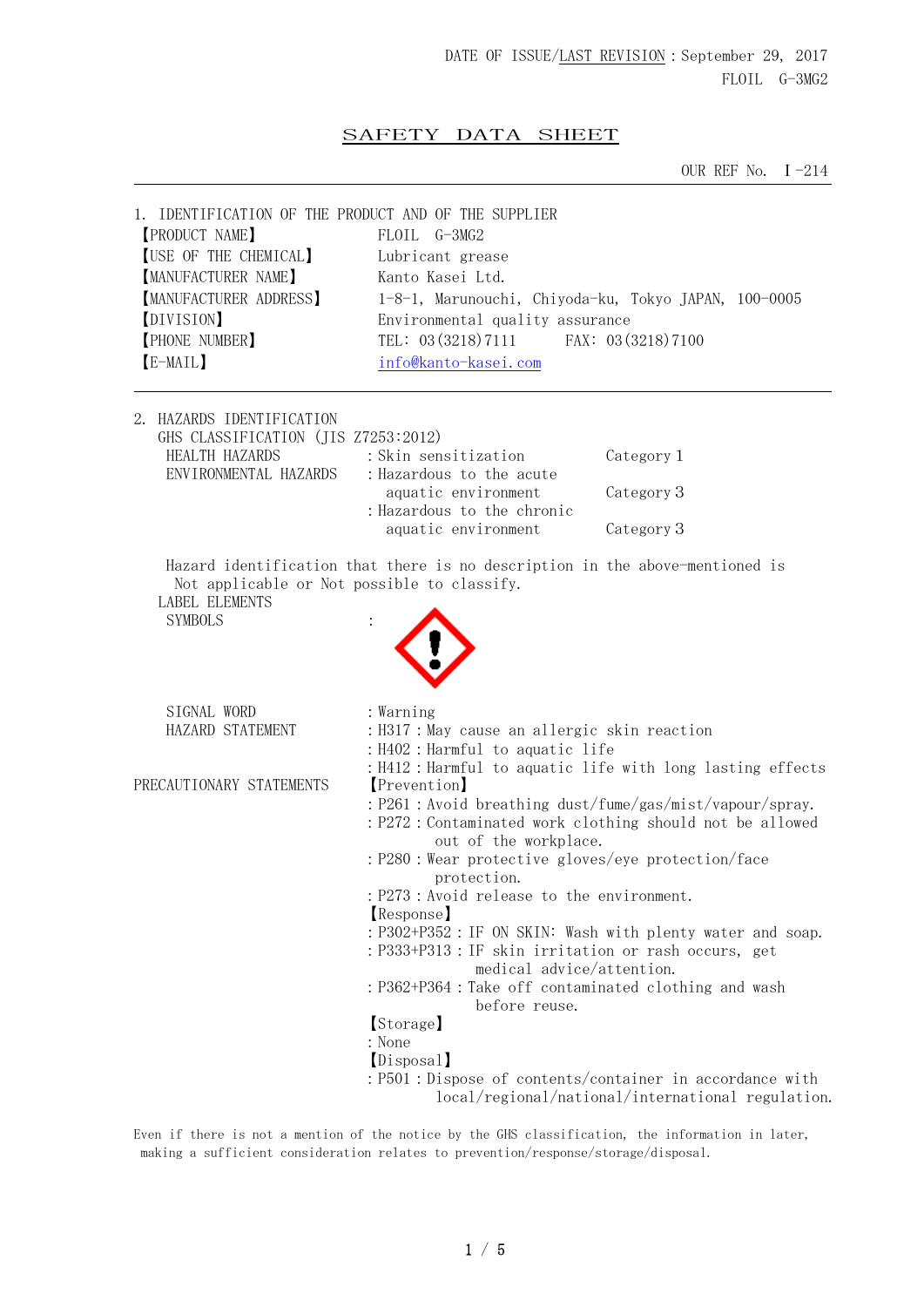DATE OF ISSUE/LAST REVISION : September 29, 2017
FLOIL G-3MG2

# SAFETY DATA SHEET

OUR REF No. Ⅰ-214

## 1. IDENTIFICATION OF THE PRODUCT AND OF THE SUPPLIER

| | |
|---|---|
| 【PRODUCT NAME】 | FLOIL G-3MG2 |
| 【USE OF THE CHEMICAL】 | Lubricant grease |
| 【MANUFACTURER NAME】 | Kanto Kasei Ltd. |
| 【MANUFACTURER ADDRESS】 | 1-8-1, Marunouchi, Chiyoda-ku, Tokyo JAPAN, 100-0005 |
| 【DIVISION】 | Environmental quality assurance |
| 【PHONE NUMBER】 | TEL: 03(3218)7111 FAX: 03(3218)7100 |
| 【E-MAIL】 | info@kanto-kasei.com |

## 2. HAZARDS IDENTIFICATION

GHS CLASSIFICATION (JIS Z7253:2012)

| | | |
|---|---|---|
| HEALTH HAZARDS | : Skin sensitization | Category 1 |
| ENVIRONMENTAL HAZARDS | : Hazardous to the acute aquatic environment | Category 3 |
| | : Hazardous to the chronic aquatic environment | Category 3 |

Hazard identification that there is no description in the above-mentioned is Not applicable or Not possible to classify.

LABEL ELEMENTS

SYMBOLS :

SIGNAL WORD : Warning

HAZARD STATEMENT
: H317 : May cause an allergic skin reaction
: H402 : Harmful to aquatic life
: H412 : Harmful to aquatic life with long lasting effects

PRECAUTIONARY STATEMENTS

【Prevention】
: P261 : Avoid breathing dust/fume/gas/mist/vapour/spray.
: P272 : Contaminated work clothing should not be allowed out of the workplace.
: P280 : Wear protective gloves/eye protection/face protection.
: P273 : Avoid release to the environment.

【Response】
: P302+P352 : IF ON SKIN: Wash with plenty water and soap.
: P333+P313 : IF skin irritation or rash occurs, get medical advice/attention.
: P362+P364 : Take off contaminated clothing and wash before reuse.

【Storage】
: None

【Disposal】
: P501 : Dispose of contents/container in accordance with local/regional/national/international regulation.

Even if there is not a mention of the notice by the GHS classification, the information in later, making a sufficient consideration relates to prevention/response/storage/disposal.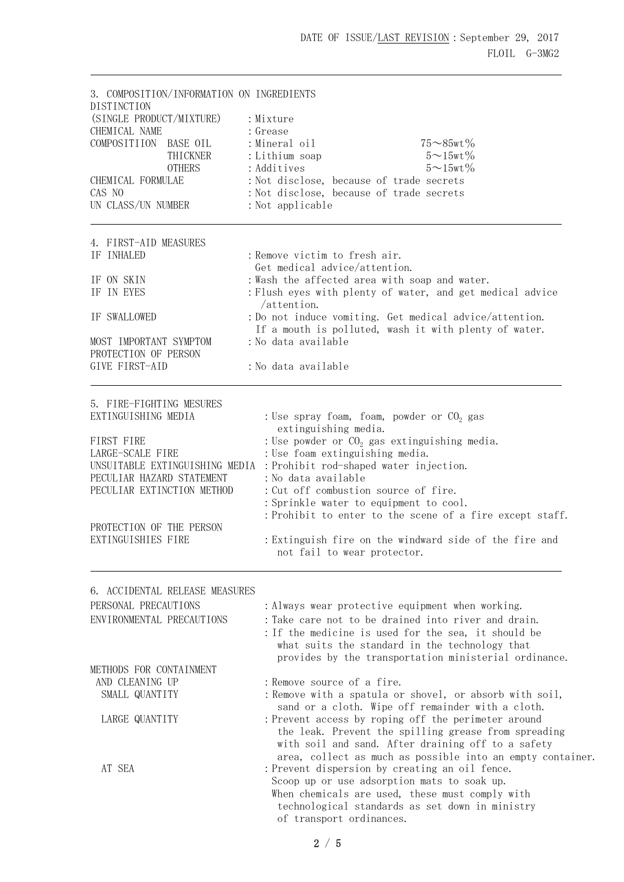DATE OF ISSUE/LAST REVISION : September 29, 2017
FLOIL G-3MG2

## 3. COMPOSITION/INFORMATION ON INGREDIENTS

| | | |
|---|---|---|
| DISTINCTION (SINGLE PRODUCT/MIXTURE) | : Mixture | |
| CHEMICAL NAME | : Grease | |
| COMPOSITIION BASE OIL | : Mineral oil | 75～85wt% |
| THICKNER | : Lithium soap | 5～15wt% |
| OTHERS | : Additives | 5～15wt% |
| CHEMICAL FORMULAE | : Not disclose, because of trade secrets | |
| CAS NO | : Not disclose, because of trade secrets | |
| UN CLASS/UN NUMBER | : Not applicable | |

## 4. FIRST-AID MEASURES

IF INHALED : Remove victim to fresh air. Get medical advice/attention.

IF ON SKIN : Wash the affected area with soap and water.

IF IN EYES : Flush eyes with plenty of water, and get medical advice /attention.

IF SWALLOWED : Do not induce vomiting. Get medical advice/attention. If a mouth is polluted, wash it with plenty of water.

MOST IMPORTANT SYMPTOM : No data available

PROTECTION OF PERSON GIVE FIRST-AID : No data available

## 5. FIRE-FIGHTING MESURES

EXTINGUISHING MEDIA : Use spray foam, foam, powder or $CO_2$ gas extinguishing media.

FIRST FIRE : Use powder or $CO_2$ gas extinguishing media.

LARGE-SCALE FIRE : Use foam extinguishing media.

UNSUITABLE EXTINGUISHING MEDIA : Prohibit rod-shaped water injection.

PECULIAR HAZARD STATEMENT : No data available

PECULIAR EXTINCTION METHOD :
- Cut off combustion source of fire.
- Sprinkle water to equipment to cool.
- Prohibit to enter to the scene of a fire except staff.

PROTECTION OF THE PERSON EXTINGUISHIES FIRE : Extinguish fire on the windward side of the fire and not fail to wear protector.

## 6. ACCIDENTAL RELEASE MEASURES

PERSONAL PRECAUTIONS : Always wear protective equipment when working.

ENVIRONMENTAL PRECAUTIONS :
- Take care not to be drained into river and drain.
- If the medicine is used for the sea, it should be what suits the standard in the technology that provides by the transportation ministerial ordinance.

METHODS FOR CONTAINMENT AND CLEANING UP : Remove source of a fire.

SMALL QUANTITY : Remove with a spatula or shovel, or absorb with soil, sand or a cloth. Wipe off remainder with a cloth.

LARGE QUANTITY : Prevent access by roping off the perimeter around the leak. Prevent the spilling grease from spreading with soil and sand. After draining off to a safety area, collect as much as possible into an empty container.

AT SEA : Prevent dispersion by creating an oil fence. Scoop up or use adsorption mats to soak up. When chemicals are used, these must comply with technological standards as set down in ministry of transport ordinances.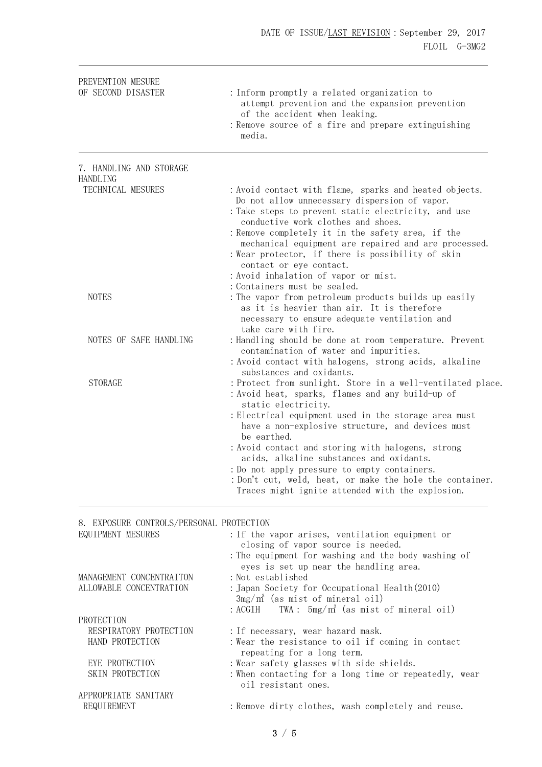| | |
|---|---|
| PREVENTION MESURE OF SECOND DISASTER | : Inform promptly a related organization to attempt prevention and the expansion prevention of the accident when leaking.<br>: Remove source of a fire and prepare extinguishing media. |

## 7. HANDLING AND STORAGE

**HANDLING**

| | |
|---|---|
| TECHNICAL MESURES | : Avoid contact with flame, sparks and heated objects. Do not allow unnecessary dispersion of vapor.<br>: Take steps to prevent static electricity, and use conductive work clothes and shoes.<br>: Remove completely it in the safety area, if the mechanical equipment are repaired and are processed.<br>: Wear protector, if there is possibility of skin contact or eye contact.<br>: Avoid inhalation of vapor or mist.<br>: Containers must be sealed. |
| NOTES | : The vapor from petroleum products builds up easily as it is heavier than air. It is therefore necessary to ensure adequate ventilation and take care with fire. |
| NOTES OF SAFE HANDLING | : Handling should be done at room temperature. Prevent contamination of water and impurities.<br>: Avoid contact with halogens, strong acids, alkaline substances and oxidants. |
| STORAGE | : Protect from sunlight. Store in a well-ventilated place.<br>: Avoid heat, sparks, flames and any build-up of static electricity.<br>: Electrical equipment used in the storage area must have a non-explosive structure, and devices must be earthed.<br>: Avoid contact and storing with halogens, strong acids, alkaline substances and oxidants.<br>: Do not apply pressure to empty containers.<br>: Don't cut, weld, heat, or make the hole the container. Traces might ignite attended with the explosion. |

## 8. EXPOSURE CONTROLS/PERSONAL PROTECTION

| | |
|---|---|
| EQUIPMENT MESURES | : If the vapor arises, ventilation equipment or closing of vapor source is needed.<br>: The equipment for washing and the body washing of eyes is set up near the handling area. |
| MANAGEMENT CONCENTRAITON | : Not established |
| ALLOWABLE CONCENTRATION | : Japan Society for Occupational Health(2010) $3mg/m^3$ (as mist of mineral oil)<br>: ACGIH TWA : $5mg/m^3$ (as mist of mineral oil) |

**PROTECTION**

| | |
|---|---|
| RESPIRATORY PROTECTION | : If necessary, wear hazard mask. |
| HAND PROTECTION | : Wear the resistance to oil if coming in contact repeating for a long term. |
| EYE PROTECTION | : Wear safety glasses with side shields. |
| SKIN PROTECTION | : When contacting for a long time or repeatedly, wear oil resistant ones. |
| APPROPRIATE SANITARY REQUIREMENT | : Remove dirty clothes, wash completely and reuse. |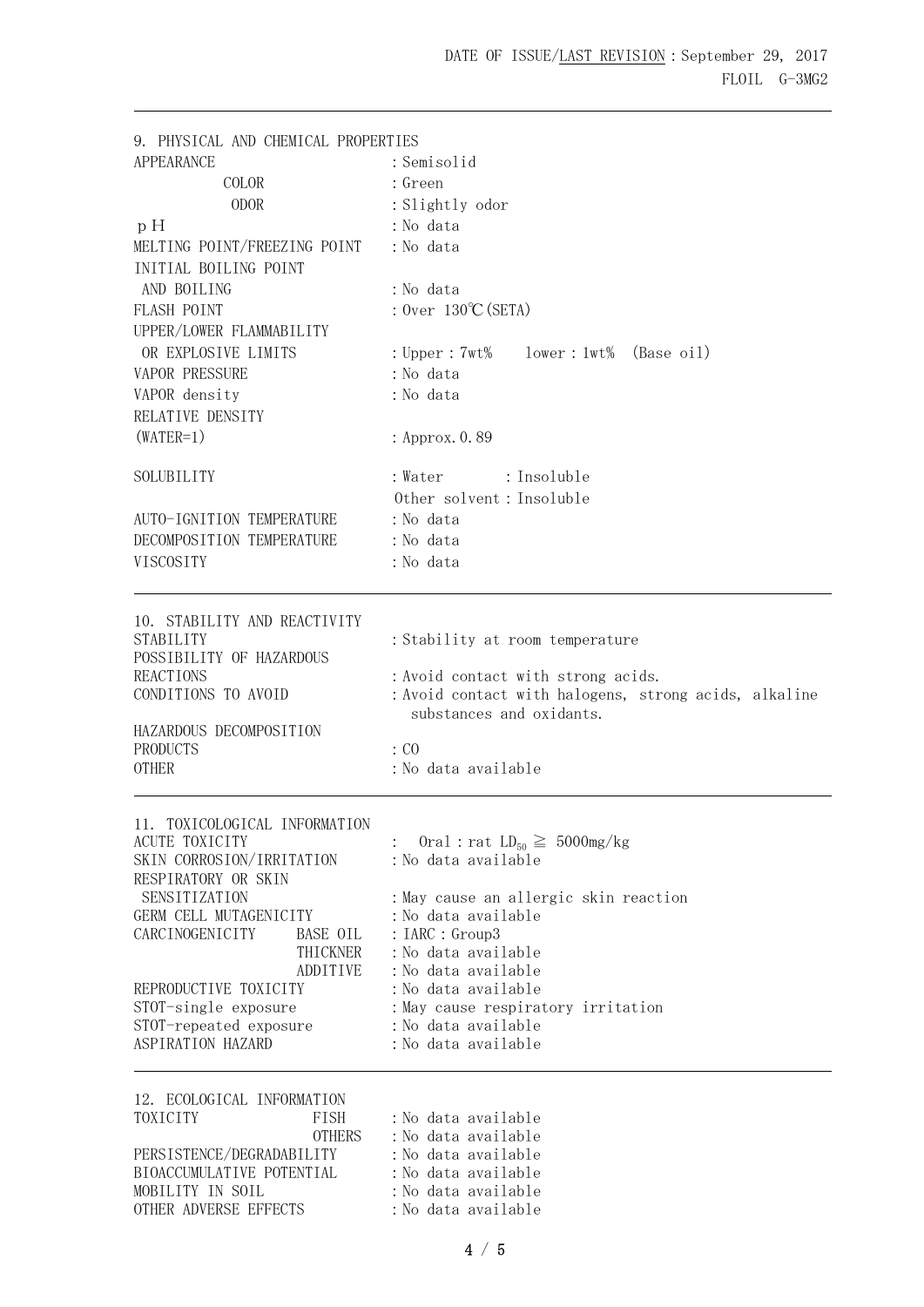## 9. PHYSICAL AND CHEMICAL PROPERTIES

| | |
|---|---|
| APPEARANCE | : Semisolid |
| COLOR | : Green |
| ODOR | : Slightly odor |
| pH | : No data |
| MELTING POINT/FREEZING POINT | : No data |
| INITIAL BOILING POINT AND BOILING | : No data |
| FLASH POINT | : Over 130℃(SETA) |
| UPPER/LOWER FLAMMABILITY OR EXPLOSIVE LIMITS | : Upper : 7wt%　lower : 1wt%　(Base oil) |
| VAPOR PRESSURE | : No data |
| VAPOR density | : No data |
| RELATIVE DENSITY (WATER=1) | : Approx. 0.89 |
| SOLUBILITY | : Water : Insoluble<br>Other solvent : Insoluble |
| AUTO-IGNITION TEMPERATURE | : No data |
| DECOMPOSITION TEMPERATURE | : No data |
| VISCOSITY | : No data |

## 10. STABILITY AND REACTIVITY

| | |
|---|---|
| STABILITY | : Stability at room temperature |
| POSSIBILITY OF HAZARDOUS REACTIONS | : Avoid contact with strong acids. |
| CONDITIONS TO AVOID | : Avoid contact with halogens, strong acids, alkaline substances and oxidants. |
| HAZARDOUS DECOMPOSITION PRODUCTS | : CO |
| OTHER | : No data available |

## 11. TOXICOLOGICAL INFORMATION

| | | |
|---|---|---|
| ACUTE TOXICITY | | : Oral : rat $LD_{50} \geqq$ 5000mg/kg |
| SKIN CORROSION/IRRITATION | | : No data available |
| RESPIRATORY OR SKIN SENSITIZATION | | : May cause an allergic skin reaction |
| GERM CELL MUTAGENICITY | | : No data available |
| CARCINOGENICITY | BASE OIL | : IARC : Group3 |
| | THICKNER | : No data available |
| | ADDITIVE | : No data available |
| REPRODUCTIVE TOXICITY | | : No data available |
| STOT-single exposure | | : May cause respiratory irritation |
| STOT-repeated exposure | | : No data available |
| ASPIRATION HAZARD | | : No data available |

## 12. ECOLOGICAL INFORMATION

| | | |
|---|---|---|
| TOXICITY | FISH | : No data available |
| | OTHERS | : No data available |
| PERSISTENCE/DEGRADABILITY | | : No data available |
| BIOACCUMULATIVE POTENTIAL | | : No data available |
| MOBILITY IN SOIL | | : No data available |
| OTHER ADVERSE EFFECTS | | : No data available |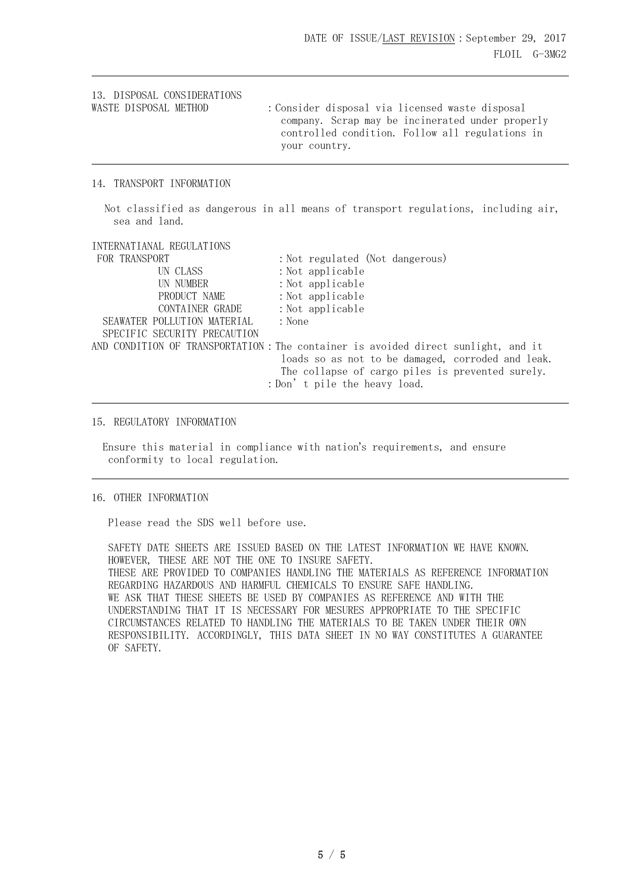## 13. DISPOSAL CONSIDERATIONS

WASTE DISPOSAL METHOD : Consider disposal via licensed waste disposal company. Scrap may be incinerated under properly controlled condition. Follow all regulations in your country.

## 14. TRANSPORT INFORMATION

Not classified as dangerous in all means of transport regulations, including air, sea and land.

INTERNATIANAL REGULATIONS FOR TRANSPORT : Not regulated (Not dangerous)

- UN CLASS : Not applicable
- UN NUMBER : Not applicable
- PRODUCT NAME : Not applicable
- CONTAINER GRADE : Not applicable

SEAWATER POLLUTION MATERIAL : None

SPECIFIC SECURITY PRECAUTION AND CONDITION OF TRANSPORTATION : The container is avoided direct sunlight, and it loads so as not to be damaged, corroded and leak. The collapse of cargo piles is prevented surely.
: Don't pile the heavy load.

## 15. REGULATORY INFORMATION

Ensure this material in compliance with nation's requirements, and ensure conformity to local regulation.

## 16. OTHER INFORMATION

Please read the SDS well before use.

SAFETY DATE SHEETS ARE ISSUED BASED ON THE LATEST INFORMATION WE HAVE KNOWN. HOWEVER, THESE ARE NOT THE ONE TO INSURE SAFETY.
THESE ARE PROVIDED TO COMPANIES HANDLING THE MATERIALS AS REFERENCE INFORMATION REGARDING HAZARDOUS AND HARMFUL CHEMICALS TO ENSURE SAFE HANDLING.
WE ASK THAT THESE SHEETS BE USED BY COMPANIES AS REFERENCE AND WITH THE UNDERSTANDING THAT IT IS NECESSARY FOR MESURES APPROPRIATE TO THE SPECIFIC CIRCUMSTANCES RELATED TO HANDLING THE MATERIALS TO BE TAKEN UNDER THEIR OWN RESPONSIBILITY. ACCORDINGLY, THIS DATA SHEET IN NO WAY CONSTITUTES A GUARANTEE OF SAFETY.